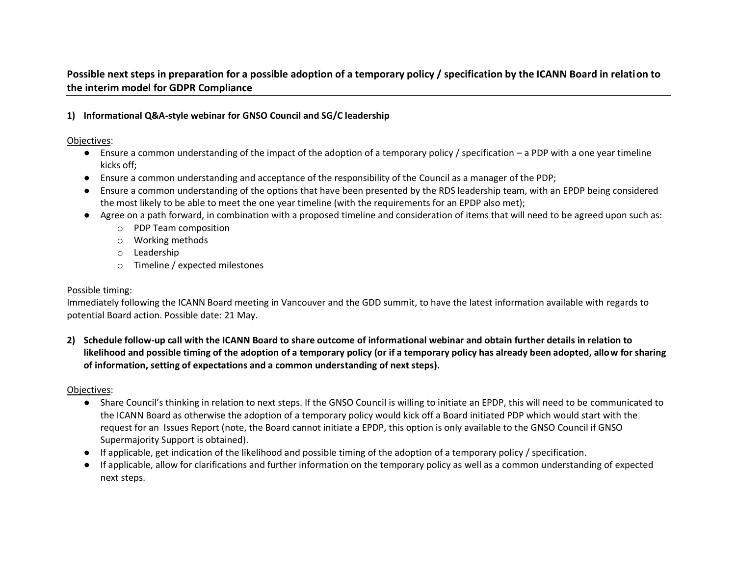# Possible next steps in preparation for a possible adoption of a temporary policy / specification by the ICANN Board in relation to the interim model for GDPR Compliance

## 1) Informational Q&A-style webinar for GNSO Council and SG/C leadership

Objectives:

- Ensure a common understanding of the impact of the adoption of a temporary policy / specification – a PDP with a one year timeline kicks off;
- Ensure a common understanding and acceptance of the responsibility of the Council as a manager of the PDP;
- Ensure a common understanding of the options that have been presented by the RDS leadership team, with an EPDP being considered the most likely to be able to meet the one year timeline (with the requirements for an EPDP also met);
- Agree on a path forward, in combination with a proposed timeline and consideration of items that will need to be agreed upon such as:
  - PDP Team composition
  - Working methods
  - Leadership
  - Timeline / expected milestones

Possible timing:

Immediately following the ICANN Board meeting in Vancouver and the GDD summit, to have the latest information available with regards to potential Board action. Possible date: 21 May.

## 2) Schedule follow-up call with the ICANN Board to share outcome of informational webinar and obtain further details in relation to likelihood and possible timing of the adoption of a temporary policy (or if a temporary policy has already been adopted, allow for sharing of information, setting of expectations and a common understanding of next steps).

Objectives:

- Share Council's thinking in relation to next steps. If the GNSO Council is willing to initiate an EPDP, this will need to be communicated to the ICANN Board as otherwise the adoption of a temporary policy would kick off a Board initiated PDP which would start with the request for an Issues Report (note, the Board cannot initiate a EPDP, this option is only available to the GNSO Council if GNSO Supermajority Support is obtained).
- If applicable, get indication of the likelihood and possible timing of the adoption of a temporary policy / specification.
- If applicable, allow for clarifications and further information on the temporary policy as well as a common understanding of expected next steps.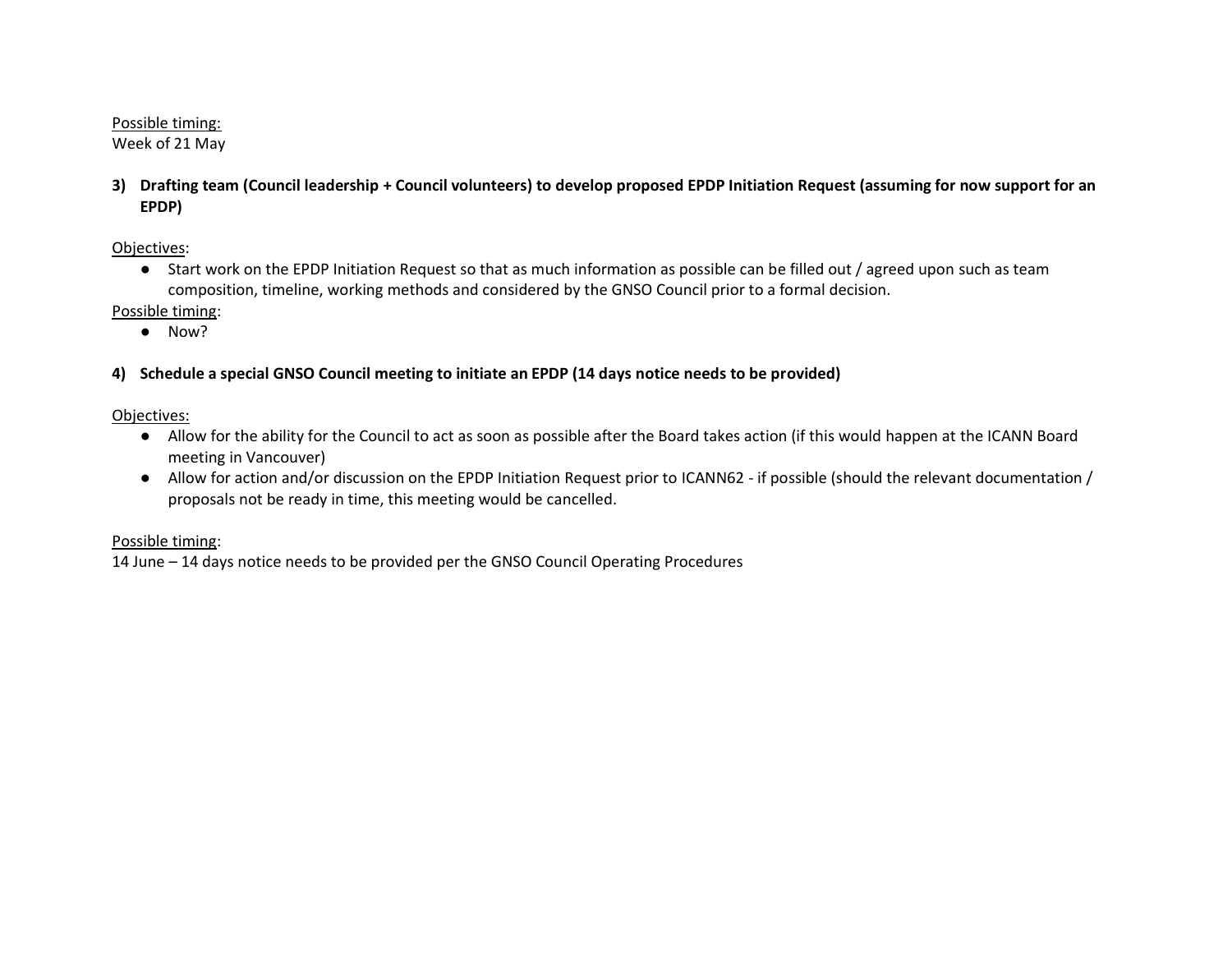Possible timing:
Week of 21 May

**3) Drafting team (Council leadership + Council volunteers) to develop proposed EPDP Initiation Request (assuming for now support for an EPDP)**

Objectives:

- Start work on the EPDP Initiation Request so that as much information as possible can be filled out / agreed upon such as team composition, timeline, working methods and considered by the GNSO Council prior to a formal decision.

Possible timing:

- Now?

**4) Schedule a special GNSO Council meeting to initiate an EPDP (14 days notice needs to be provided)**

Objectives:

- Allow for the ability for the Council to act as soon as possible after the Board takes action (if this would happen at the ICANN Board meeting in Vancouver)
- Allow for action and/or discussion on the EPDP Initiation Request prior to ICANN62 - if possible (should the relevant documentation / proposals not be ready in time, this meeting would be cancelled.

Possible timing:
14 June – 14 days notice needs to be provided per the GNSO Council Operating Procedures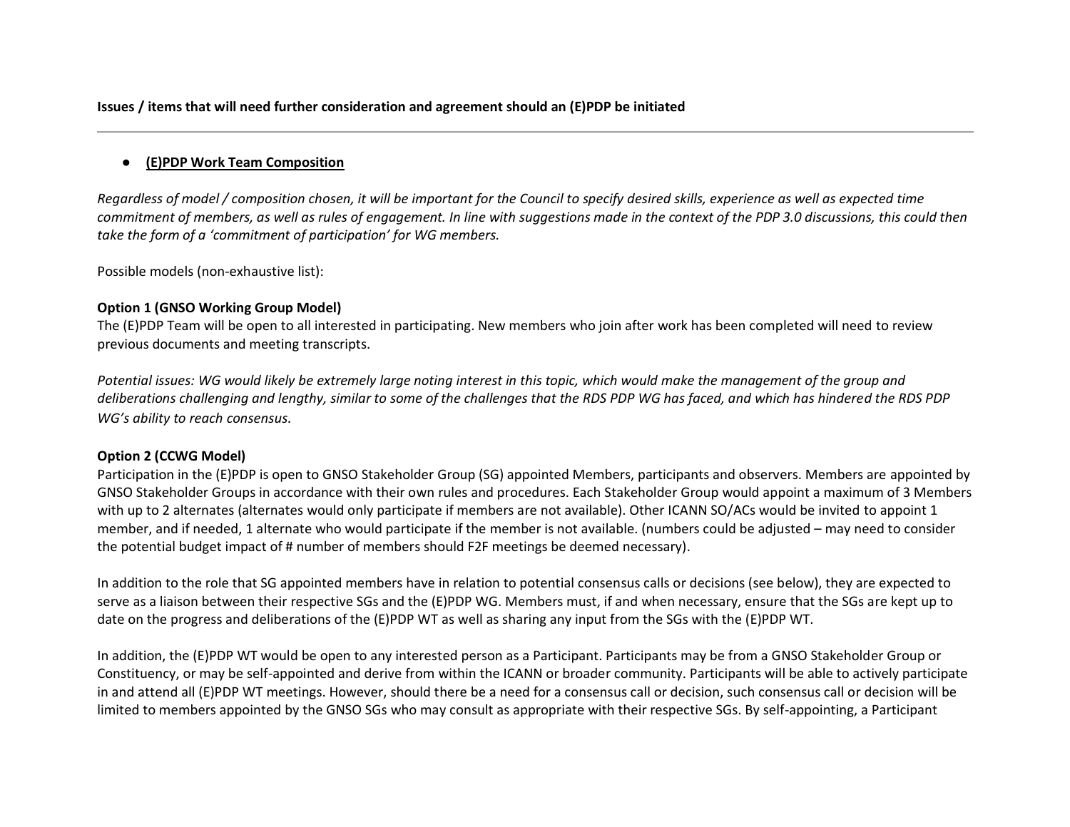**Issues / items that will need further consideration and agreement should an (E)PDP be initiated**

---

- **(E)PDP Work Team Composition**

*Regardless of model / composition chosen, it will be important for the Council to specify desired skills, experience as well as expected time commitment of members, as well as rules of engagement. In line with suggestions made in the context of the PDP 3.0 discussions, this could then take the form of a 'commitment of participation' for WG members.*

Possible models (non-exhaustive list):

**Option 1 (GNSO Working Group Model)**
The (E)PDP Team will be open to all interested in participating. New members who join after work has been completed will need to review previous documents and meeting transcripts.

*Potential issues: WG would likely be extremely large noting interest in this topic, which would make the management of the group and deliberations challenging and lengthy, similar to some of the challenges that the RDS PDP WG has faced, and which has hindered the RDS PDP WG's ability to reach consensus.*

**Option 2 (CCWG Model)**
Participation in the (E)PDP is open to GNSO Stakeholder Group (SG) appointed Members, participants and observers. Members are appointed by GNSO Stakeholder Groups in accordance with their own rules and procedures. Each Stakeholder Group would appoint a maximum of 3 Members with up to 2 alternates (alternates would only participate if members are not available). Other ICANN SO/ACs would be invited to appoint 1 member, and if needed, 1 alternate who would participate if the member is not available. (numbers could be adjusted – may need to consider the potential budget impact of # number of members should F2F meetings be deemed necessary).

In addition to the role that SG appointed members have in relation to potential consensus calls or decisions (see below), they are expected to serve as a liaison between their respective SGs and the (E)PDP WG. Members must, if and when necessary, ensure that the SGs are kept up to date on the progress and deliberations of the (E)PDP WT as well as sharing any input from the SGs with the (E)PDP WT.

In addition, the (E)PDP WT would be open to any interested person as a Participant. Participants may be from a GNSO Stakeholder Group or Constituency, or may be self-appointed and derive from within the ICANN or broader community. Participants will be able to actively participate in and attend all (E)PDP WT meetings. However, should there be a need for a consensus call or decision, such consensus call or decision will be limited to members appointed by the GNSO SGs who may consult as appropriate with their respective SGs. By self-appointing, a Participant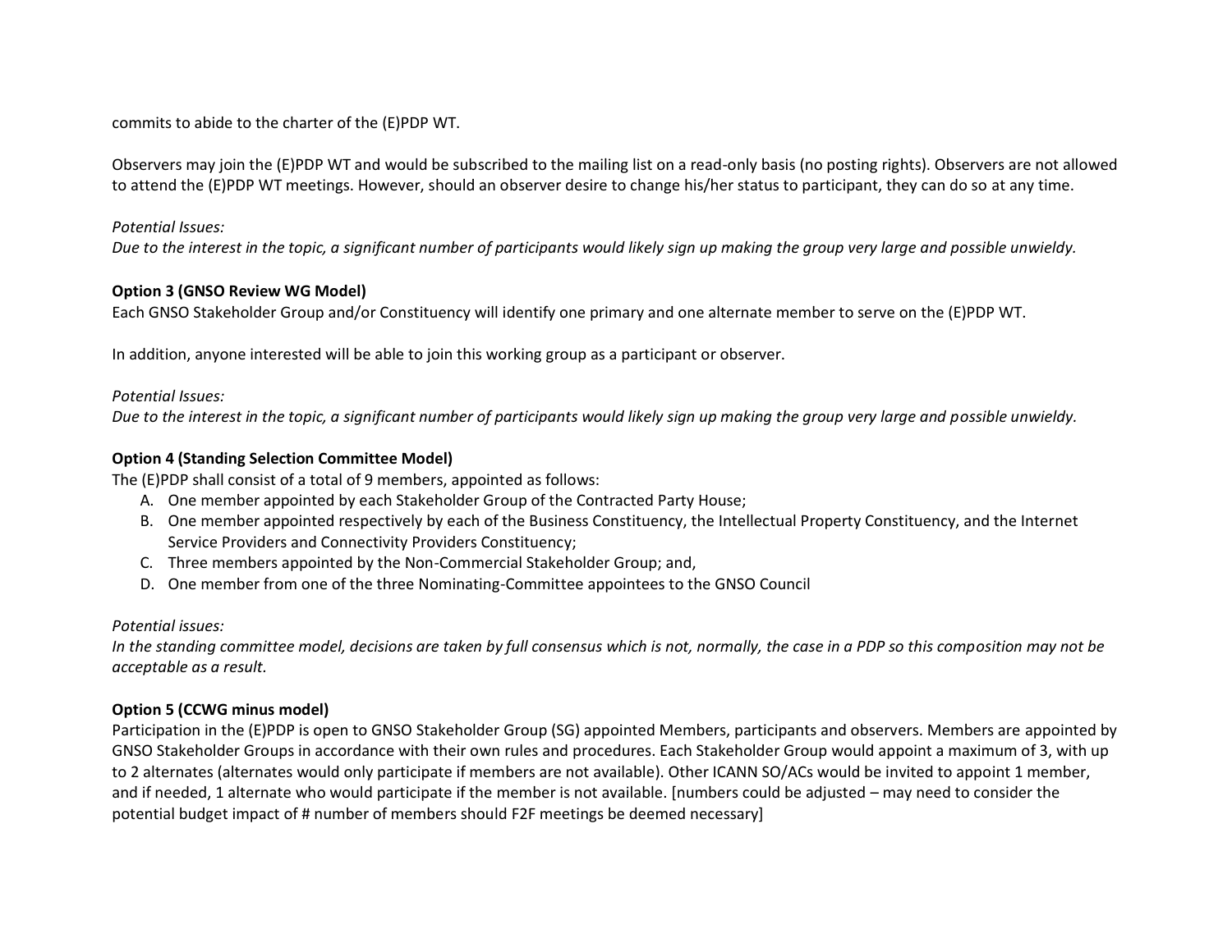commits to abide to the charter of the (E)PDP WT.

Observers may join the (E)PDP WT and would be subscribed to the mailing list on a read-only basis (no posting rights). Observers are not allowed to attend the (E)PDP WT meetings. However, should an observer desire to change his/her status to participant, they can do so at any time.

*Potential Issues:*
*Due to the interest in the topic, a significant number of participants would likely sign up making the group very large and possible unwieldy.*

**Option 3 (GNSO Review WG Model)**
Each GNSO Stakeholder Group and/or Constituency will identify one primary and one alternate member to serve on the (E)PDP WT.

In addition, anyone interested will be able to join this working group as a participant or observer.

*Potential Issues:*
*Due to the interest in the topic, a significant number of participants would likely sign up making the group very large and possible unwieldy.*

**Option 4 (Standing Selection Committee Model)**
The (E)PDP shall consist of a total of 9 members, appointed as follows:

A. One member appointed by each Stakeholder Group of the Contracted Party House;
B. One member appointed respectively by each of the Business Constituency, the Intellectual Property Constituency, and the Internet Service Providers and Connectivity Providers Constituency;
C. Three members appointed by the Non-Commercial Stakeholder Group; and,
D. One member from one of the three Nominating-Committee appointees to the GNSO Council

*Potential issues:*
*In the standing committee model, decisions are taken by full consensus which is not, normally, the case in a PDP so this composition may not be acceptable as a result.*

**Option 5 (CCWG minus model)**
Participation in the (E)PDP is open to GNSO Stakeholder Group (SG) appointed Members, participants and observers. Members are appointed by GNSO Stakeholder Groups in accordance with their own rules and procedures. Each Stakeholder Group would appoint a maximum of 3, with up to 2 alternates (alternates would only participate if members are not available). Other ICANN SO/ACs would be invited to appoint 1 member, and if needed, 1 alternate who would participate if the member is not available. [numbers could be adjusted – may need to consider the potential budget impact of # number of members should F2F meetings be deemed necessary]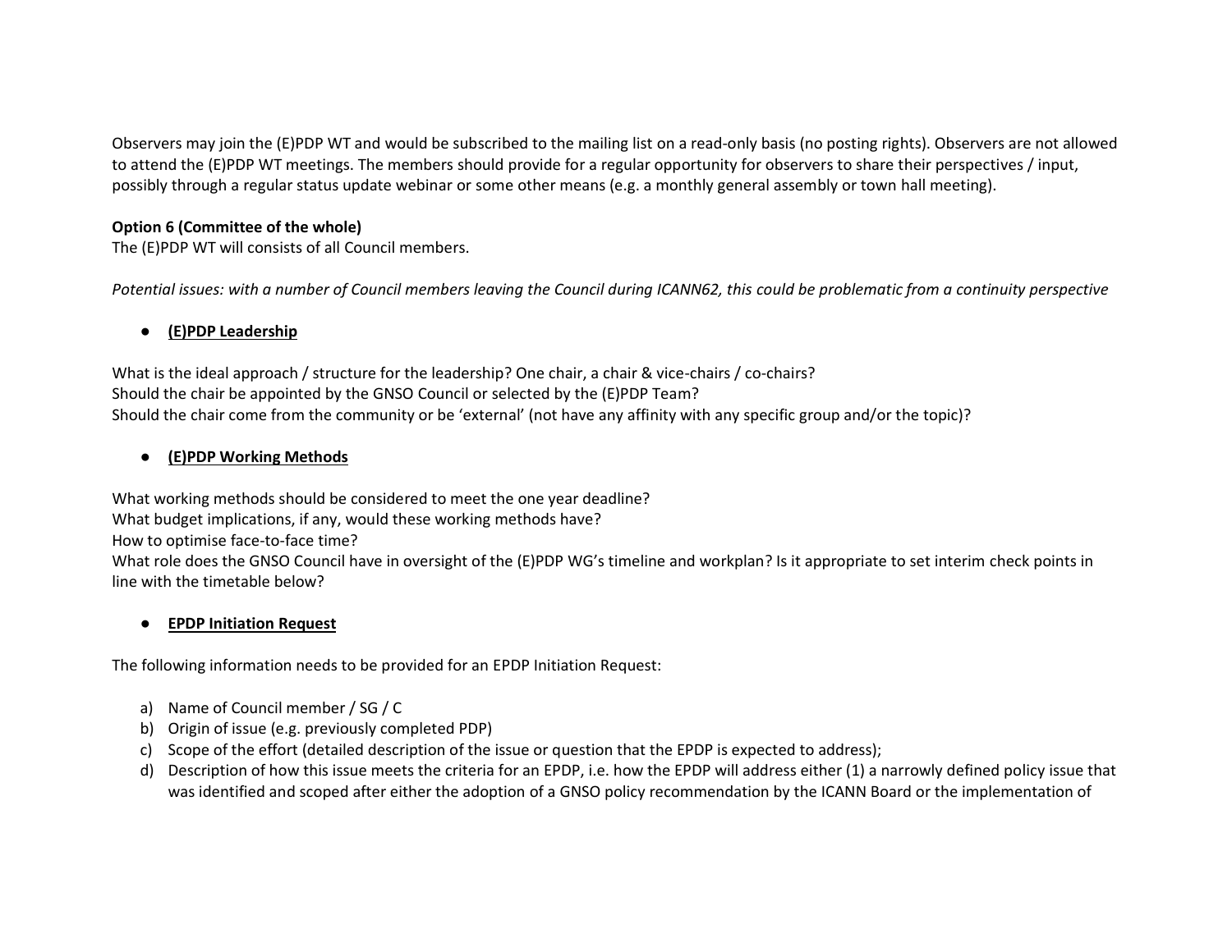Observers may join the (E)PDP WT and would be subscribed to the mailing list on a read-only basis (no posting rights). Observers are not allowed to attend the (E)PDP WT meetings. The members should provide for a regular opportunity for observers to share their perspectives / input, possibly through a regular status update webinar or some other means (e.g. a monthly general assembly or town hall meeting).

**Option 6 (Committee of the whole)**
The (E)PDP WT will consists of all Council members.

*Potential issues: with a number of Council members leaving the Council during ICANN62, this could be problematic from a continuity perspective*

- **(E)PDP Leadership**

What is the ideal approach / structure for the leadership? One chair, a chair & vice-chairs / co-chairs?
Should the chair be appointed by the GNSO Council or selected by the (E)PDP Team?
Should the chair come from the community or be 'external' (not have any affinity with any specific group and/or the topic)?

- **(E)PDP Working Methods**

What working methods should be considered to meet the one year deadline?
What budget implications, if any, would these working methods have?
How to optimise face-to-face time?
What role does the GNSO Council have in oversight of the (E)PDP WG's timeline and workplan? Is it appropriate to set interim check points in line with the timetable below?

- **EPDP Initiation Request**

The following information needs to be provided for an EPDP Initiation Request:

a) Name of Council member / SG / C
b) Origin of issue (e.g. previously completed PDP)
c) Scope of the effort (detailed description of the issue or question that the EPDP is expected to address);
d) Description of how this issue meets the criteria for an EPDP, i.e. how the EPDP will address either (1) a narrowly defined policy issue that was identified and scoped after either the adoption of a GNSO policy recommendation by the ICANN Board or the implementation of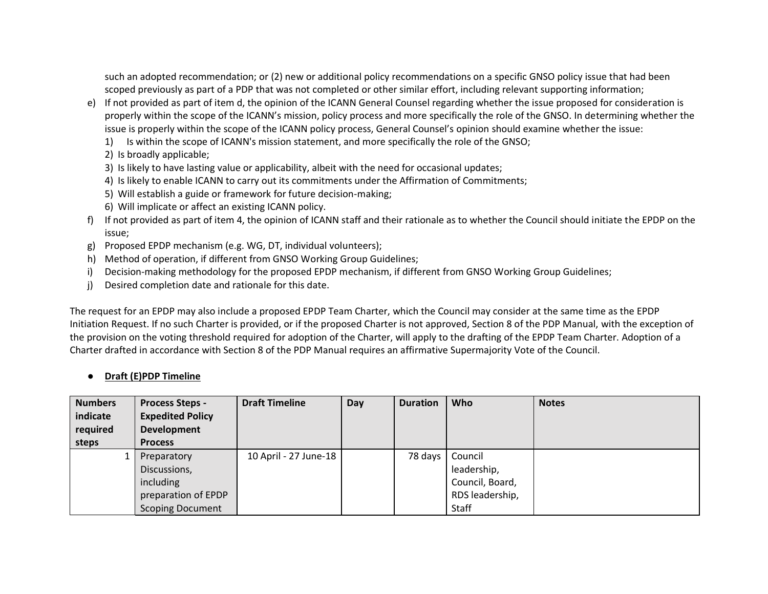such an adopted recommendation; or (2) new or additional policy recommendations on a specific GNSO policy issue that had been scoped previously as part of a PDP that was not completed or other similar effort, including relevant supporting information;

e) If not provided as part of item d, the opinion of the ICANN General Counsel regarding whether the issue proposed for consideration is properly within the scope of the ICANN's mission, policy process and more specifically the role of the GNSO. In determining whether the issue is properly within the scope of the ICANN policy process, General Counsel's opinion should examine whether the issue:
   1) Is within the scope of ICANN's mission statement, and more specifically the role of the GNSO;
   2) Is broadly applicable;
   3) Is likely to have lasting value or applicability, albeit with the need for occasional updates;
   4) Is likely to enable ICANN to carry out its commitments under the Affirmation of Commitments;
   5) Will establish a guide or framework for future decision-making;
   6) Will implicate or affect an existing ICANN policy.

f) If not provided as part of item 4, the opinion of ICANN staff and their rationale as to whether the Council should initiate the EPDP on the issue;

g) Proposed EPDP mechanism (e.g. WG, DT, individual volunteers);

h) Method of operation, if different from GNSO Working Group Guidelines;

i) Decision-making methodology for the proposed EPDP mechanism, if different from GNSO Working Group Guidelines;

j) Desired completion date and rationale for this date.

The request for an EPDP may also include a proposed EPDP Team Charter, which the Council may consider at the same time as the EPDP Initiation Request. If no such Charter is provided, or if the proposed Charter is not approved, Section 8 of the PDP Manual, with the exception of the provision on the voting threshold required for adoption of the Charter, will apply to the drafting of the EPDP Team Charter. Adoption of a Charter drafted in accordance with Section 8 of the PDP Manual requires an affirmative Supermajority Vote of the Council.

- **Draft (E)PDP Timeline**

| Numbers indicate required steps | Process Steps - Expedited Policy Development Process | Draft Timeline | Day | Duration | Who | Notes |
|---|---|---|---|---|---|---|
| 1 | Preparatory Discussions, including preparation of EPDP Scoping Document | 10 April - 27 June-18 | | 78 days | Council leadership, Council, Board, RDS leadership, Staff | |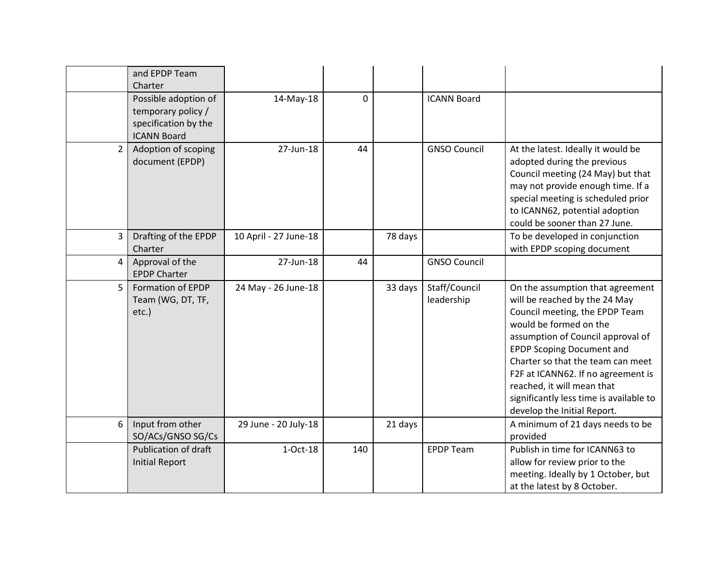| | | | | | | |
|---|---|---|---|---|---|---|
| | and EPDP Team Charter | | | | | |
| | Possible adoption of temporary policy / specification by the ICANN Board | 14-May-18 | 0 | | ICANN Board | |
| 2 | Adoption of scoping document (EPDP) | 27-Jun-18 | 44 | | GNSO Council | At the latest. Ideally it would be adopted during the previous Council meeting (24 May) but that may not provide enough time. If a special meeting is scheduled prior to ICANN62, potential adoption could be sooner than 27 June. |
| 3 | Drafting of the EPDP Charter | 10 April - 27 June-18 | | 78 days | | To be developed in conjunction with EPDP scoping document |
| 4 | Approval of the EPDP Charter | 27-Jun-18 | 44 | | GNSO Council | |
| 5 | Formation of EPDP Team (WG, DT, TF, etc.) | 24 May - 26 June-18 | | 33 days | Staff/Council leadership | On the assumption that agreement will be reached by the 24 May Council meeting, the EPDP Team would be formed on the assumption of Council approval of EPDP Scoping Document and Charter so that the team can meet F2F at ICANN62. If no agreement is reached, it will mean that significantly less time is available to develop the Initial Report. |
| 6 | Input from other SO/ACs/GNSO SG/Cs | 29 June - 20 July-18 | | 21 days | | A minimum of 21 days needs to be provided |
| | Publication of draft Initial Report | 1-Oct-18 | 140 | | EPDP Team | Publish in time for ICANN63 to allow for review prior to the meeting. Ideally by 1 October, but at the latest by 8 October. |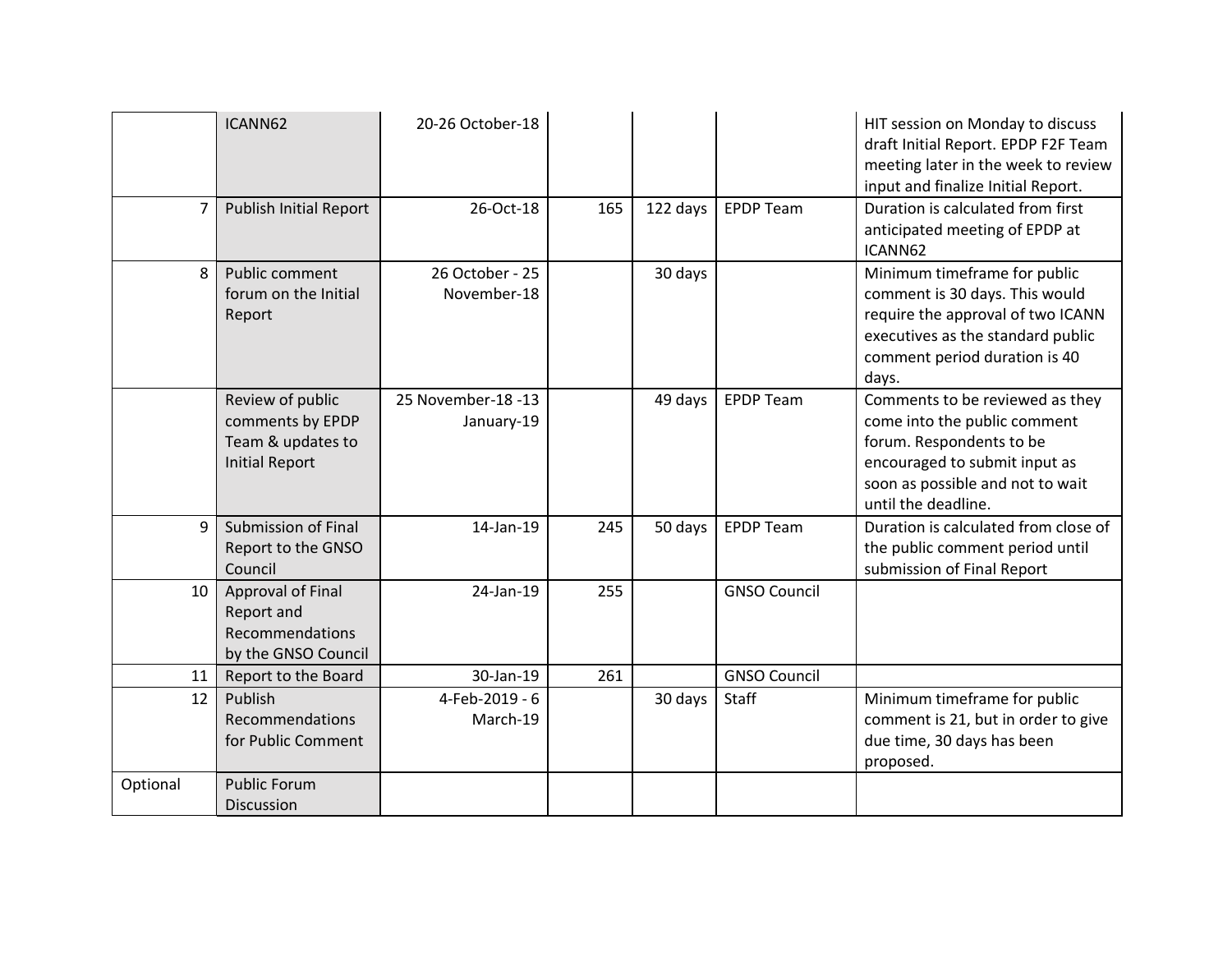| | | | | | | |
|---|---|---|---|---|---|---|
| | ICANN62 | 20-26 October-18 | | | | HIT session on Monday to discuss draft Initial Report. EPDP F2F Team meeting later in the week to review input and finalize Initial Report. |
| 7 | Publish Initial Report | 26-Oct-18 | 165 | 122 days | EPDP Team | Duration is calculated from first anticipated meeting of EPDP at ICANN62 |
| 8 | Public comment forum on the Initial Report | 26 October - 25 November-18 | | 30 days | | Minimum timeframe for public comment is 30 days. This would require the approval of two ICANN executives as the standard public comment period duration is 40 days. |
| | Review of public comments by EPDP Team & updates to Initial Report | 25 November-18 -13 January-19 | | 49 days | EPDP Team | Comments to be reviewed as they come into the public comment forum. Respondents to be encouraged to submit input as soon as possible and not to wait until the deadline. |
| 9 | Submission of Final Report to the GNSO Council | 14-Jan-19 | 245 | 50 days | EPDP Team | Duration is calculated from close of the public comment period until submission of Final Report |
| 10 | Approval of Final Report and Recommendations by the GNSO Council | 24-Jan-19 | 255 | | GNSO Council | |
| 11 | Report to the Board | 30-Jan-19 | 261 | | GNSO Council | |
| 12 | Publish Recommendations for Public Comment | 4-Feb-2019 - 6 March-19 | | 30 days | Staff | Minimum timeframe for public comment is 21, but in order to give due time, 30 days has been proposed. |
| Optional | Public Forum Discussion | | | | | |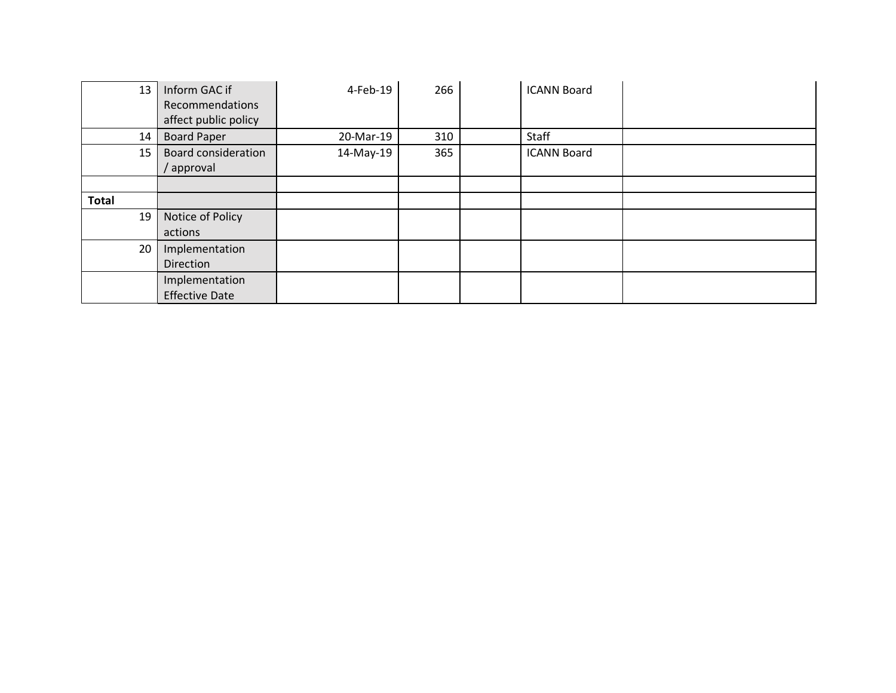| | | | | | | |
|---|---|---|---|---|---|---|
| 13 | Inform GAC if Recommendations affect public policy | 4-Feb-19 | 266 | | ICANN Board | |
| 14 | Board Paper | 20-Mar-19 | 310 | | Staff | |
| 15 | Board consideration / approval | 14-May-19 | 365 | | ICANN Board | |
| | | | | | | |
| **Total** | | | | | | |
| 19 | Notice of Policy actions | | | | | |
| 20 | Implementation Direction | | | | | |
| | Implementation Effective Date | | | | | |